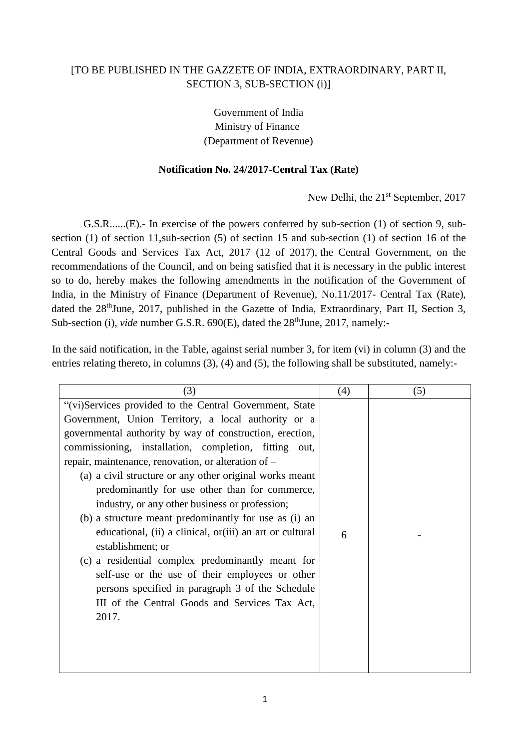[TO BE PUBLISHED IN THE GAZZETE OF INDIA, EXTRAORDINARY, PART II, SECTION 3, SUB-SECTION (i)]

Government of India
Ministry of Finance
(Department of Revenue)

**Notification No. 24/2017-Central Tax (Rate)**

New Delhi, the 21st September, 2017

G.S.R......(E).- In exercise of the powers conferred by sub-section (1) of section 9, sub-section (1) of section 11,sub-section (5) of section 15 and sub-section (1) of section 16 of the Central Goods and Services Tax Act, 2017 (12 of 2017), the Central Government, on the recommendations of the Council, and on being satisfied that it is necessary in the public interest so to do, hereby makes the following amendments in the notification of the Government of India, in the Ministry of Finance (Department of Revenue), No.11/2017- Central Tax (Rate), dated the 28thJune, 2017, published in the Gazette of India, Extraordinary, Part II, Section 3, Sub-section (i), *vide* number G.S.R. 690(E), dated the 28thJune, 2017, namely:-

In the said notification, in the Table, against serial number 3, for item (vi) in column (3) and the entries relating thereto, in columns (3), (4) and (5), the following shall be substituted, namely:-

| (3) | (4) | (5) |
|---|---|---|
| "(vi)Services provided to the Central Government, State Government, Union Territory, a local authority or a governmental authority by way of construction, erection, commissioning, installation, completion, fitting out, repair, maintenance, renovation, or alteration of – (a) a civil structure or any other original works meant predominantly for use other than for commerce, industry, or any other business or profession; (b) a structure meant predominantly for use as (i) an educational, (ii) a clinical, or(iii) an art or cultural establishment; or (c) a residential complex predominantly meant for self-use or the use of their employees or other persons specified in paragraph 3 of the Schedule III of the Central Goods and Services Tax Act, 2017. | 6 | - |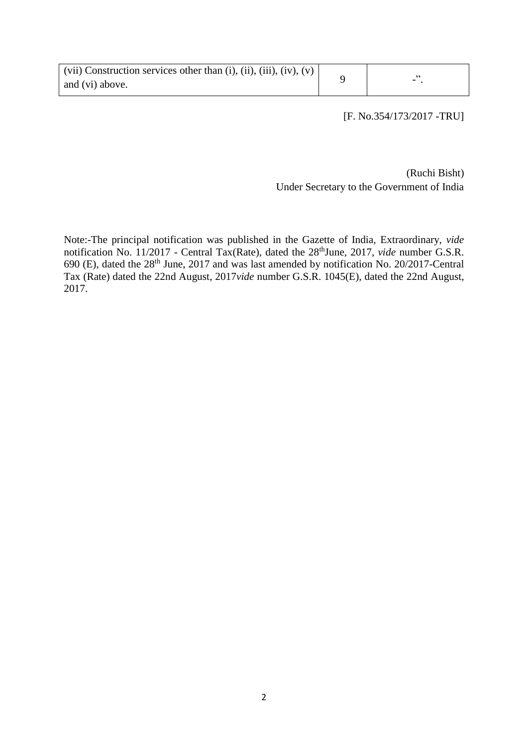| | | |
|---|---|---|
| (vii) Construction services other than (i), (ii), (iii), (iv), (v) and (vi) above. | 9 | -”. |

[F. No.354/173/2017 -TRU]

(Ruchi Bisht)
Under Secretary to the Government of India

Note:-The principal notification was published in the Gazette of India, Extraordinary, *vide* notification No. 11/2017 - Central Tax(Rate), dated the 28th June, 2017, *vide* number G.S.R. 690 (E), dated the 28th June, 2017 and was last amended by notification No. 20/2017-Central Tax (Rate) dated the 22nd August, 2017*vide* number G.S.R. 1045(E), dated the 22nd August, 2017.